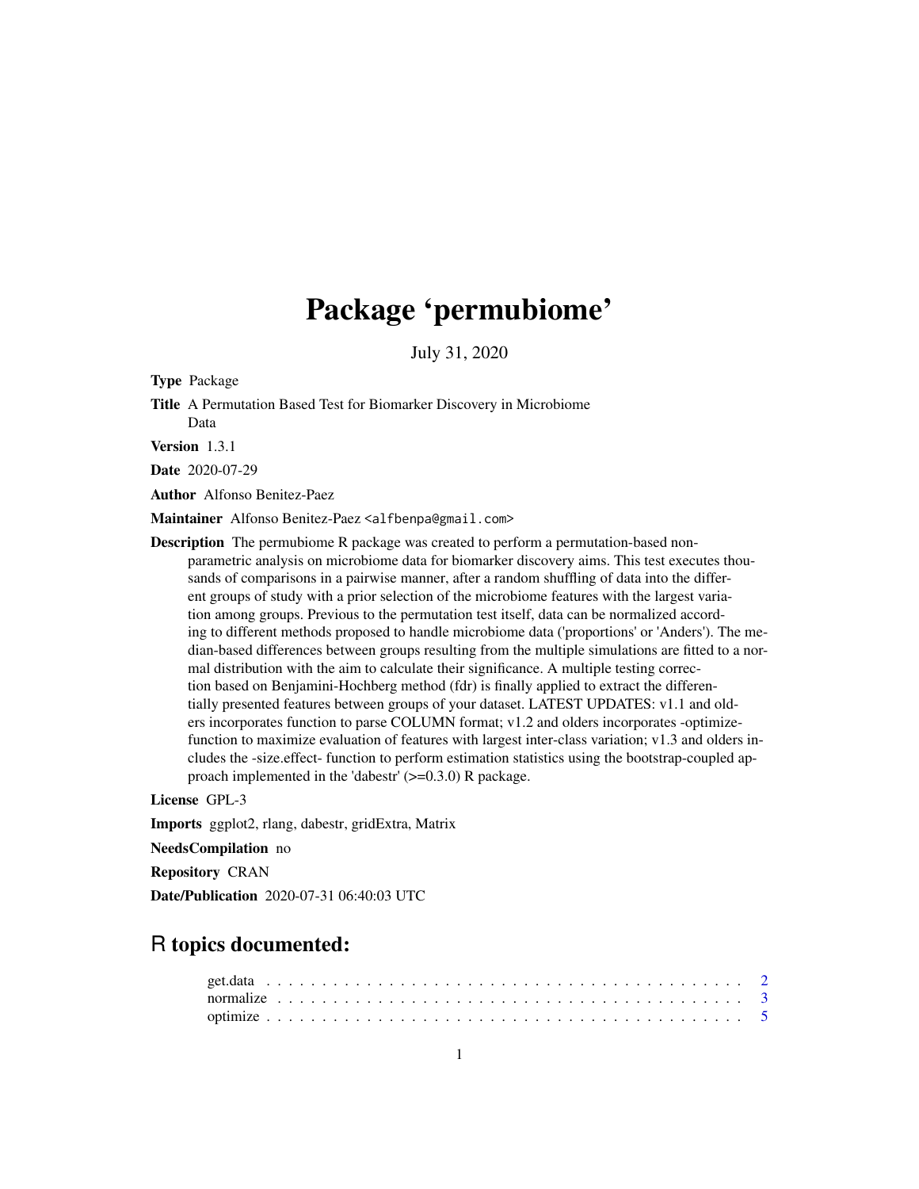# Package 'permubiome'

July 31, 2020

**Type** Package

**Title** A Permutation Based Test for Biomarker Discovery in Microbiome Data

**Version** 1.3.1

**Date** 2020-07-29

**Author** Alfonso Benitez-Paez

**Maintainer** Alfonso Benitez-Paez <alfbenpa@gmail.com>

**Description** The permubiome R package was created to perform a permutation-based non-parametric analysis on microbiome data for biomarker discovery aims. This test executes thousands of comparisons in a pairwise manner, after a random shuffling of data into the different groups of study with a prior selection of the microbiome features with the largest variation among groups. Previous to the permutation test itself, data can be normalized according to different methods proposed to handle microbiome data ('proportions' or 'Anders'). The median-based differences between groups resulting from the multiple simulations are fitted to a normal distribution with the aim to calculate their significance. A multiple testing correction based on Benjamini-Hochberg method (fdr) is finally applied to extract the differentially presented features between groups of your dataset. LATEST UPDATES: v1.1 and olders incorporates function to parse COLUMN format; v1.2 and olders incorporates -optimize- function to maximize evaluation of features with largest inter-class variation; v1.3 and olders includes the -size.effect- function to perform estimation statistics using the bootstrap-coupled approach implemented in the 'dabestr' (>=0.3.0) R package.

**License** GPL-3

**Imports** ggplot2, rlang, dabestr, gridExtra, Matrix

**NeedsCompilation** no

**Repository** CRAN

**Date/Publication** 2020-07-31 06:40:03 UTC

## R topics documented:

get.data . . . . . . . . . . . . . . . . . . . . . . . . . . . . . . . . . . . . . . . . 2
normalize . . . . . . . . . . . . . . . . . . . . . . . . . . . . . . . . . . . . . . . 3
optimize . . . . . . . . . . . . . . . . . . . . . . . . . . . . . . . . . . . . . . . . 5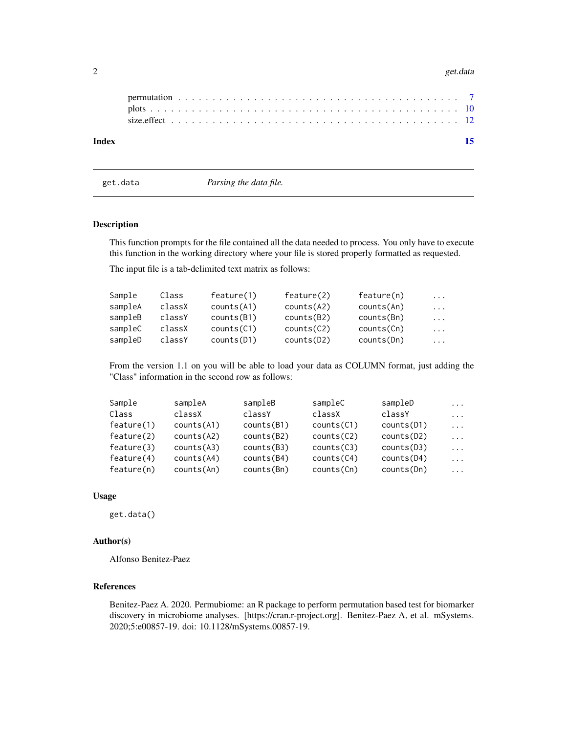permutation . . . . . . . . . . . . . . . . . . . . . . . . . . . . . . . . . . . . . . 7
plots . . . . . . . . . . . . . . . . . . . . . . . . . . . . . . . . . . . . . . . . . 10
size.effect . . . . . . . . . . . . . . . . . . . . . . . . . . . . . . . . . . . . . . 12

**Index** **15**

---

## get.data — *Parsing the data file.*

---

### Description

This function prompts for the file contained all the data needed to process. You only have to execute this function in the working directory where your file is stored properly formatted as requested.

The input file is a tab-delimited text matrix as follows:

```
Sample    Class     feature(1)     feature(2)     feature(n)     ...
sampleA   classX    counts(A1)     counts(A2)     counts(An)     ...
sampleB   classY    counts(B1)     counts(B2)     counts(Bn)     ...
sampleC   classX    counts(C1)     counts(C2)     counts(Cn)     ...
sampleD   classY    counts(D1)     counts(D2)     counts(Dn)     ...
```

From the version 1.1 on you will be able to load your data as COLUMN format, just adding the "Class" information in the second row as follows:

```
Sample       sampleA      sampleB      sampleC      sampleD      ...
Class        classX       classY       classX       classY       ...
feature(1)   counts(A1)   counts(B1)   counts(C1)   counts(D1)   ...
feature(2)   counts(A2)   counts(B2)   counts(C2)   counts(D2)   ...
feature(3)   counts(A3)   counts(B3)   counts(C3)   counts(D3)   ...
feature(4)   counts(A4)   counts(B4)   counts(C4)   counts(D4)   ...
feature(n)   counts(An)   counts(Bn)   counts(Cn)   counts(Dn)   ...
```

### Usage

```
get.data()
```

### Author(s)

Alfonso Benitez-Paez

### References

Benitez-Paez A. 2020. Permubiome: an R package to perform permutation based test for biomarker discovery in microbiome analyses. [https://cran.r-project.org]. Benitez-Paez A, et al. mSystems. 2020;5:e00857-19. doi: 10.1128/mSystems.00857-19.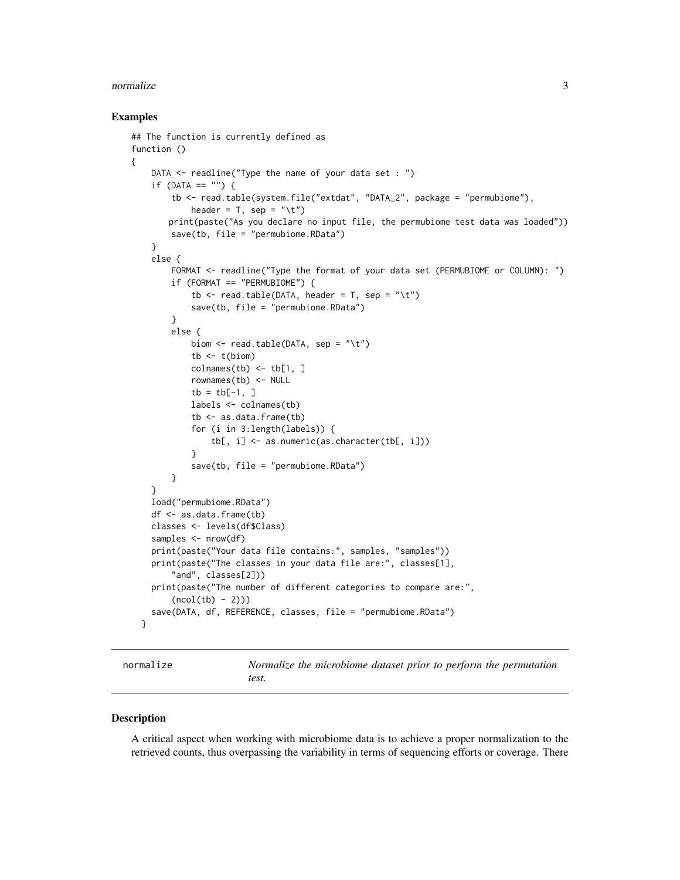## Examples

```
## The function is currently defined as
function ()
{
    DATA <- readline("Type the name of your data set : ")
    if (DATA == "") {
        tb <- read.table(system.file("extdat", "DATA_2", package = "permubiome"),
            header = T, sep = "\t")
       print(paste("As you declare no input file, the permubiome test data was loaded"))
        save(tb, file = "permubiome.RData")
    }
    else {
        FORMAT <- readline("Type the format of your data set (PERMUBIOME or COLUMN): ")
        if (FORMAT == "PERMUBIOME") {
            tb <- read.table(DATA, header = T, sep = "\t")
            save(tb, file = "permubiome.RData")
        }
        else {
            biom <- read.table(DATA, sep = "\t")
            tb <- t(biom)
            colnames(tb) <- tb[1, ]
            rownames(tb) <- NULL
            tb = tb[-1, ]
            labels <- colnames(tb)
            tb <- as.data.frame(tb)
            for (i in 3:length(labels)) {
                tb[, i] <- as.numeric(as.character(tb[, i]))
            }
            save(tb, file = "permubiome.RData")
        }
    }
    load("permubiome.RData")
    df <- as.data.frame(tb)
    classes <- levels(df$Class)
    samples <- nrow(df)
    print(paste("Your data file contains:", samples, "samples"))
    print(paste("The classes in your data file are:", classes[1],
        "and", classes[2]))
    print(paste("The number of different categories to compare are:",
        (ncol(tb) - 2)))
    save(DATA, df, REFERENCE, classes, file = "permubiome.RData")
  }
```

## normalize — *Normalize the microbiome dataset prior to perform the permutation test.*

### Description

A critical aspect when working with microbiome data is to achieve a proper normalization to the retrieved counts, thus overpassing the variability in terms of sequencing efforts or coverage. There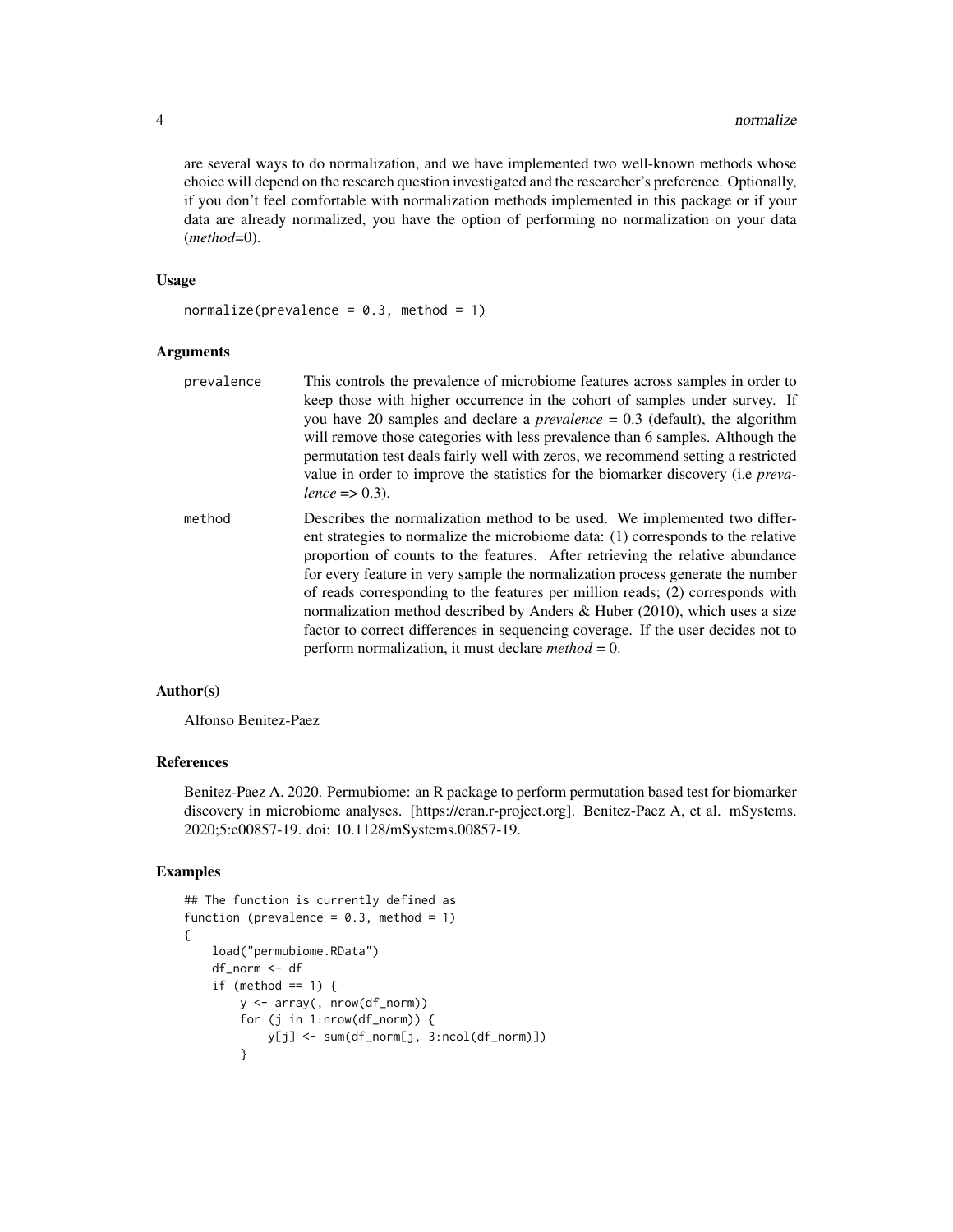are several ways to do normalization, and we have implemented two well-known methods whose choice will depend on the research question investigated and the researcher's preference. Optionally, if you don't feel comfortable with normalization methods implemented in this package or if your data are already normalized, you have the option of performing no normalization on your data (*method*=0).

### Usage

```
normalize(prevalence = 0.3, method = 1)
```

### Arguments

| | |
|---|---|
| prevalence | This controls the prevalence of microbiome features across samples in order to keep those with higher occurrence in the cohort of samples under survey. If you have 20 samples and declare a *prevalence* = 0.3 (default), the algorithm will remove those categories with less prevalence than 6 samples. Although the permutation test deals fairly well with zeros, we recommend setting a restricted value in order to improve the statistics for the biomarker discovery (i.e *prevalence* => 0.3). |
| method | Describes the normalization method to be used. We implemented two different strategies to normalize the microbiome data: (1) corresponds to the relative proportion of counts to the features. After retrieving the relative abundance for every feature in very sample the normalization process generate the number of reads corresponding to the features per million reads; (2) corresponds with normalization method described by Anders & Huber (2010), which uses a size factor to correct differences in sequencing coverage. If the user decides not to perform normalization, it must declare *method* = 0. |

### Author(s)

Alfonso Benitez-Paez

### References

Benitez-Paez A. 2020. Permubiome: an R package to perform permutation based test for biomarker discovery in microbiome analyses. [https://cran.r-project.org]. Benitez-Paez A, et al. mSystems. 2020;5:e00857-19. doi: 10.1128/mSystems.00857-19.

### Examples

```
## The function is currently defined as
function (prevalence = 0.3, method = 1)
{
    load("permubiome.RData")
    df_norm <- df
    if (method == 1) {
        y <- array(, nrow(df_norm))
        for (j in 1:nrow(df_norm)) {
            y[j] <- sum(df_norm[j, 3:ncol(df_norm)])
        }
```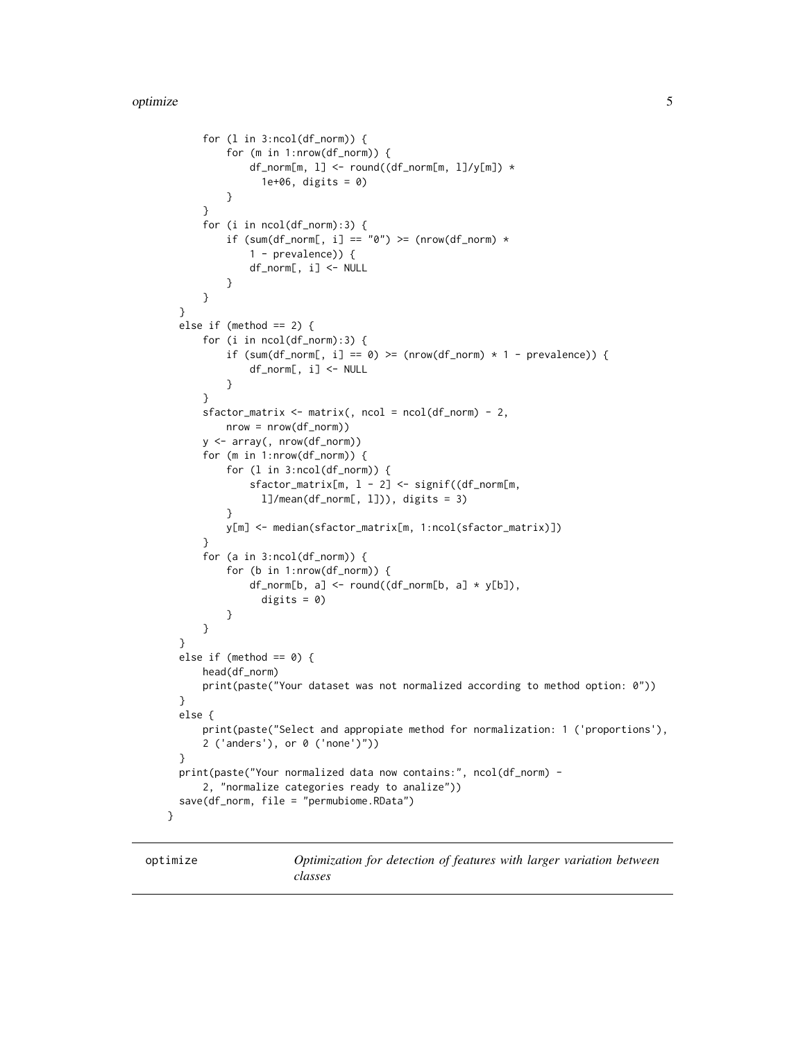```
        for (l in 3:ncol(df_norm)) {
            for (m in 1:nrow(df_norm)) {
                df_norm[m, l] <- round((df_norm[m, l]/y[m]) *
                  1e+06, digits = 0)
            }
        }
        for (i in ncol(df_norm):3) {
            if (sum(df_norm[, i] == "0") >= (nrow(df_norm) *
                1 - prevalence)) {
                df_norm[, i] <- NULL
            }
        }
    }
    else if (method == 2) {
        for (i in ncol(df_norm):3) {
            if (sum(df_norm[, i] == 0) >= (nrow(df_norm) * 1 - prevalence)) {
                df_norm[, i] <- NULL
            }
        }
        sfactor_matrix <- matrix(, ncol = ncol(df_norm) - 2,
            nrow = nrow(df_norm))
        y <- array(, nrow(df_norm))
        for (m in 1:nrow(df_norm)) {
            for (l in 3:ncol(df_norm)) {
                sfactor_matrix[m, l - 2] <- signif((df_norm[m,
                  l]/mean(df_norm[, l])), digits = 3)
            }
            y[m] <- median(sfactor_matrix[m, 1:ncol(sfactor_matrix)])
        }
        for (a in 3:ncol(df_norm)) {
            for (b in 1:nrow(df_norm)) {
                df_norm[b, a] <- round((df_norm[b, a] * y[b]),
                  digits = 0)
            }
        }
    }
    else if (method == 0) {
        head(df_norm)
        print(paste("Your dataset was not normalized according to method option: 0"))
    }
    else {
        print(paste("Select and appropiate method for normalization: 1 ('proportions'),
        2 ('anders'), or 0 ('none')"))
    }
    print(paste("Your normalized data now contains:", ncol(df_norm) -
        2, "normalize categories ready to analize"))
    save(df_norm, file = "permubiome.RData")
}
```

---

optimize — *Optimization for detection of features with larger variation between classes*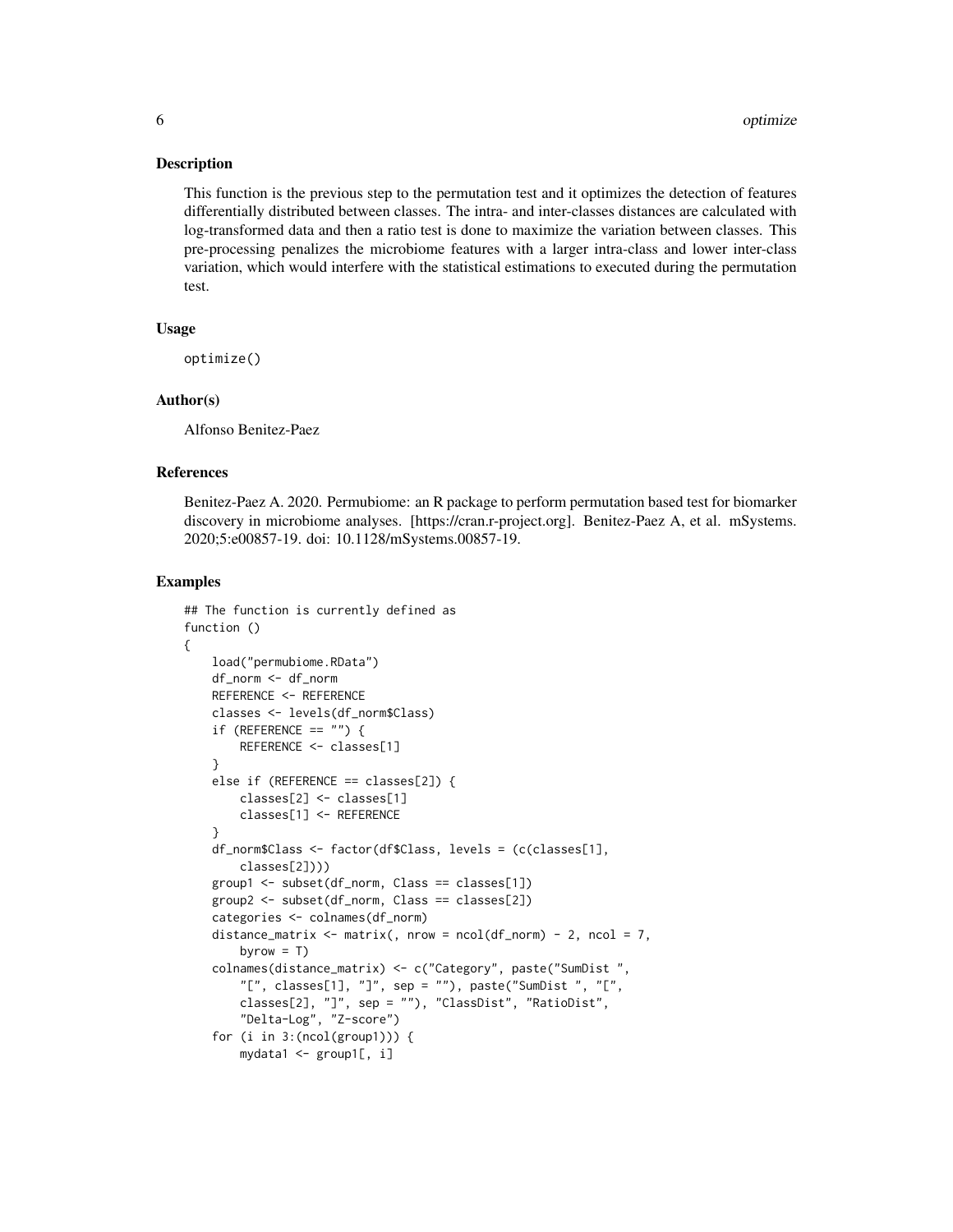## Description

This function is the previous step to the permutation test and it optimizes the detection of features differentially distributed between classes. The intra- and inter-classes distances are calculated with log-transformed data and then a ratio test is done to maximize the variation between classes. This pre-processing penalizes the microbiome features with a larger intra-class and lower inter-class variation, which would interfere with the statistical estimations to executed during the permutation test.

## Usage

```
optimize()
```

## Author(s)

Alfonso Benitez-Paez

## References

Benitez-Paez A. 2020. Permubiome: an R package to perform permutation based test for biomarker discovery in microbiome analyses. [https://cran.r-project.org]. Benitez-Paez A, et al. mSystems. 2020;5:e00857-19. doi: 10.1128/mSystems.00857-19.

## Examples

```
## The function is currently defined as
function ()
{
    load("permubiome.RData")
    df_norm <- df_norm
    REFERENCE <- REFERENCE
    classes <- levels(df_norm$Class)
    if (REFERENCE == "") {
        REFERENCE <- classes[1]
    }
    else if (REFERENCE == classes[2]) {
        classes[2] <- classes[1]
        classes[1] <- REFERENCE
    }
    df_norm$Class <- factor(df$Class, levels = (c(classes[1],
        classes[2])))
    group1 <- subset(df_norm, Class == classes[1])
    group2 <- subset(df_norm, Class == classes[2])
    categories <- colnames(df_norm)
    distance_matrix <- matrix(, nrow = ncol(df_norm) - 2, ncol = 7,
        byrow = T)
    colnames(distance_matrix) <- c("Category", paste("SumDist ",
        "[", classes[1], "]", sep = ""), paste("SumDist ", "[",
        classes[2], "]", sep = ""), "ClassDist", "RatioDist",
        "Delta-Log", "Z-score")
    for (i in 3:(ncol(group1))) {
        mydata1 <- group1[, i]
```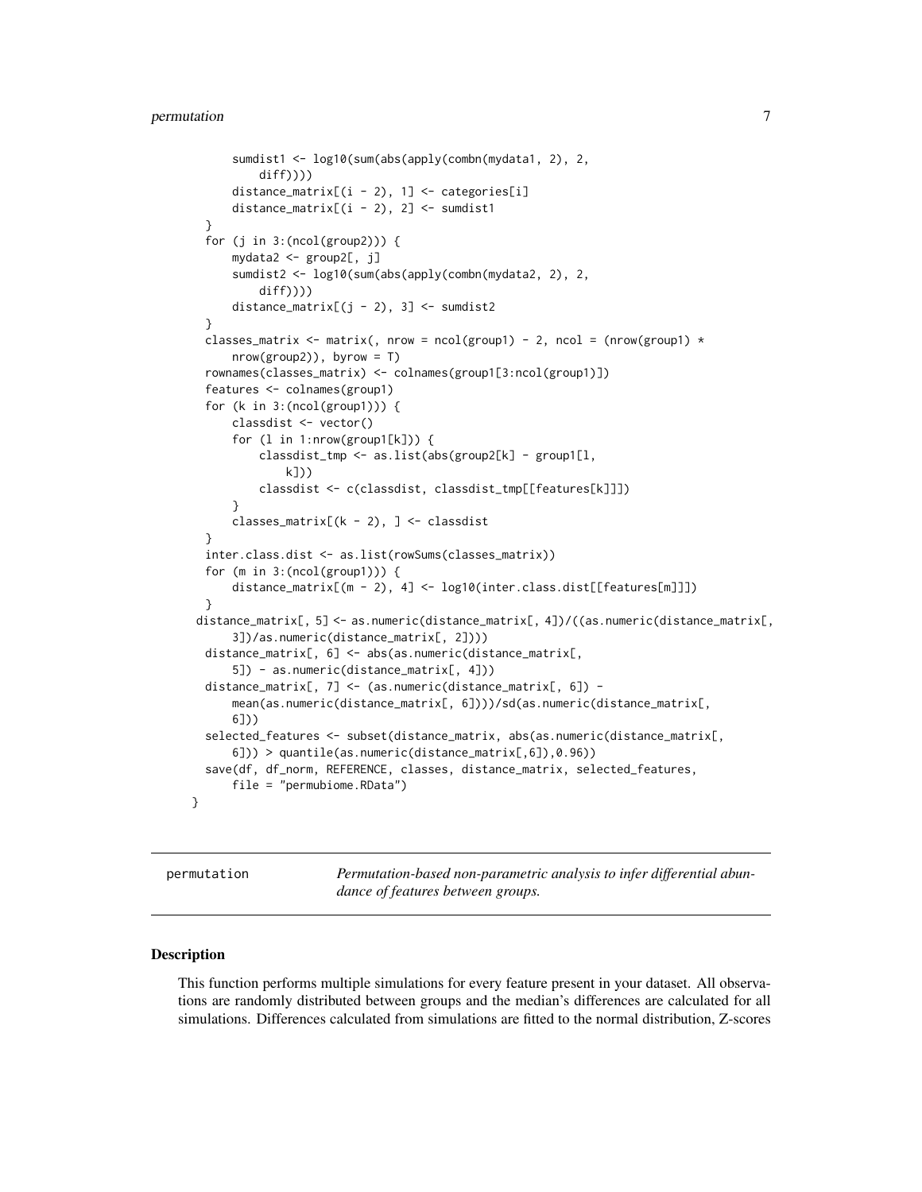```
        sumdist1 <- log10(sum(abs(apply(combn(mydata1, 2), 2,
            diff))))
        distance_matrix[(i - 2), 1] <- categories[i]
        distance_matrix[(i - 2), 2] <- sumdist1
    }
    for (j in 3:(ncol(group2))) {
        mydata2 <- group2[, j]
        sumdist2 <- log10(sum(abs(apply(combn(mydata2, 2), 2,
            diff))))
        distance_matrix[(j - 2), 3] <- sumdist2
    }
    classes_matrix <- matrix(, nrow = ncol(group1) - 2, ncol = (nrow(group1) *
        nrow(group2)), byrow = T)
    rownames(classes_matrix) <- colnames(group1[3:ncol(group1)])
    features <- colnames(group1)
    for (k in 3:(ncol(group1))) {
        classdist <- vector()
        for (l in 1:nrow(group1[k])) {
            classdist_tmp <- as.list(abs(group2[k] - group1[l,
                k]))
            classdist <- c(classdist, classdist_tmp[[features[k]]])
        }
        classes_matrix[(k - 2), ] <- classdist
    }
    inter.class.dist <- as.list(rowSums(classes_matrix))
    for (m in 3:(ncol(group1))) {
        distance_matrix[(m - 2), 4] <- log10(inter.class.dist[[features[m]]])
    }
   distance_matrix[, 5] <- as.numeric(distance_matrix[, 4])/((as.numeric(distance_matrix[,
        3])/as.numeric(distance_matrix[, 2])))
    distance_matrix[, 6] <- abs(as.numeric(distance_matrix[,
        5]) - as.numeric(distance_matrix[, 4]))
    distance_matrix[, 7] <- (as.numeric(distance_matrix[, 6]) -
        mean(as.numeric(distance_matrix[, 6])))/sd(as.numeric(distance_matrix[,
        6]))
    selected_features <- subset(distance_matrix, abs(as.numeric(distance_matrix[,
        6])) > quantile(as.numeric(distance_matrix[,6]),0.96))
    save(df, df_norm, REFERENCE, classes, distance_matrix, selected_features,
        file = "permubiome.RData")
}
```

---

`permutation` *Permutation-based non-parametric analysis to infer differential abundance of features between groups.*

---

## Description

This function performs multiple simulations for every feature present in your dataset. All observations are randomly distributed between groups and the median's differences are calculated for all simulations. Differences calculated from simulations are fitted to the normal distribution, Z-scores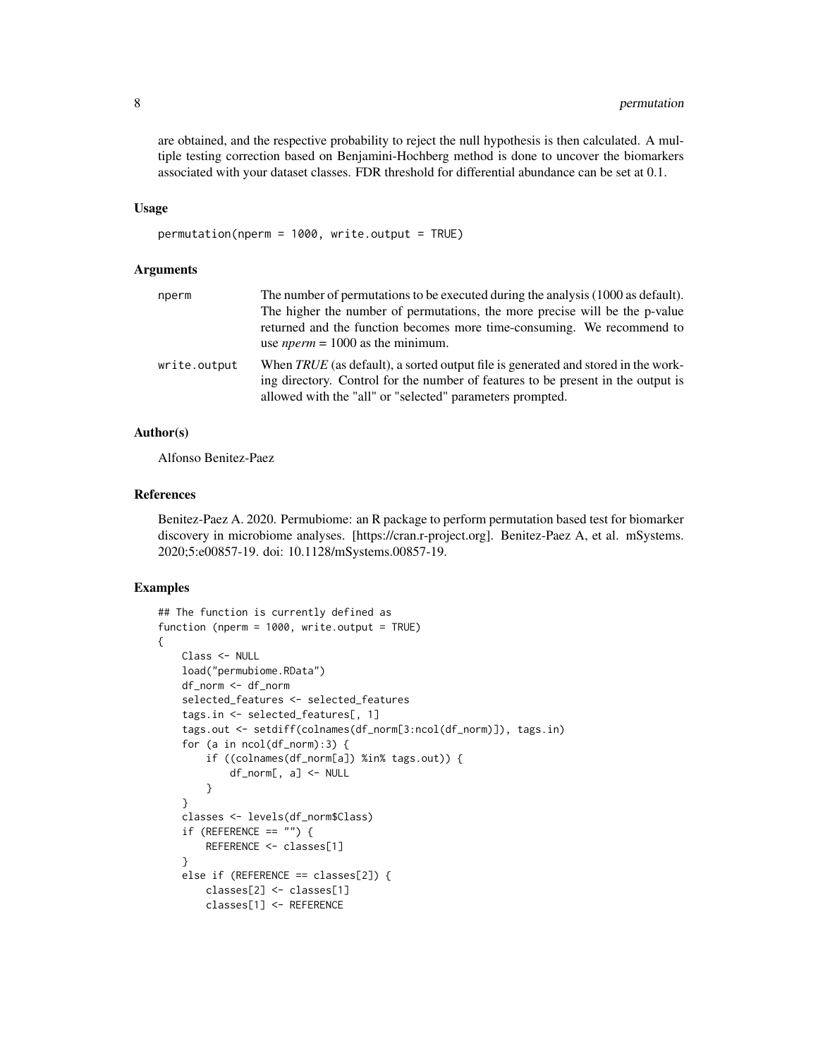are obtained, and the respective probability to reject the null hypothesis is then calculated. A multiple testing correction based on Benjamini-Hochberg method is done to uncover the biomarkers associated with your dataset classes. FDR threshold for differential abundance can be set at 0.1.

### Usage

```
permutation(nperm = 1000, write.output = TRUE)
```

### Arguments

| | |
|---|---|
| nperm | The number of permutations to be executed during the analysis (1000 as default). The higher the number of permutations, the more precise will be the p-value returned and the function becomes more time-consuming. We recommend to use *nperm* = 1000 as the minimum. |
| write.output | When *TRUE* (as default), a sorted output file is generated and stored in the working directory. Control for the number of features to be present in the output is allowed with the "all" or "selected" parameters prompted. |

### Author(s)

Alfonso Benitez-Paez

### References

Benitez-Paez A. 2020. Permubiome: an R package to perform permutation based test for biomarker discovery in microbiome analyses. [https://cran.r-project.org]. Benitez-Paez A, et al. mSystems. 2020;5:e00857-19. doi: 10.1128/mSystems.00857-19.

### Examples

```
## The function is currently defined as
function (nperm = 1000, write.output = TRUE)
{
    Class <- NULL
    load("permubiome.RData")
    df_norm <- df_norm
    selected_features <- selected_features
    tags.in <- selected_features[, 1]
    tags.out <- setdiff(colnames(df_norm[3:ncol(df_norm)]), tags.in)
    for (a in ncol(df_norm):3) {
        if ((colnames(df_norm[a]) %in% tags.out)) {
            df_norm[, a] <- NULL
        }
    }
    classes <- levels(df_norm$Class)
    if (REFERENCE == "") {
        REFERENCE <- classes[1]
    }
    else if (REFERENCE == classes[2]) {
        classes[2] <- classes[1]
        classes[1] <- REFERENCE
```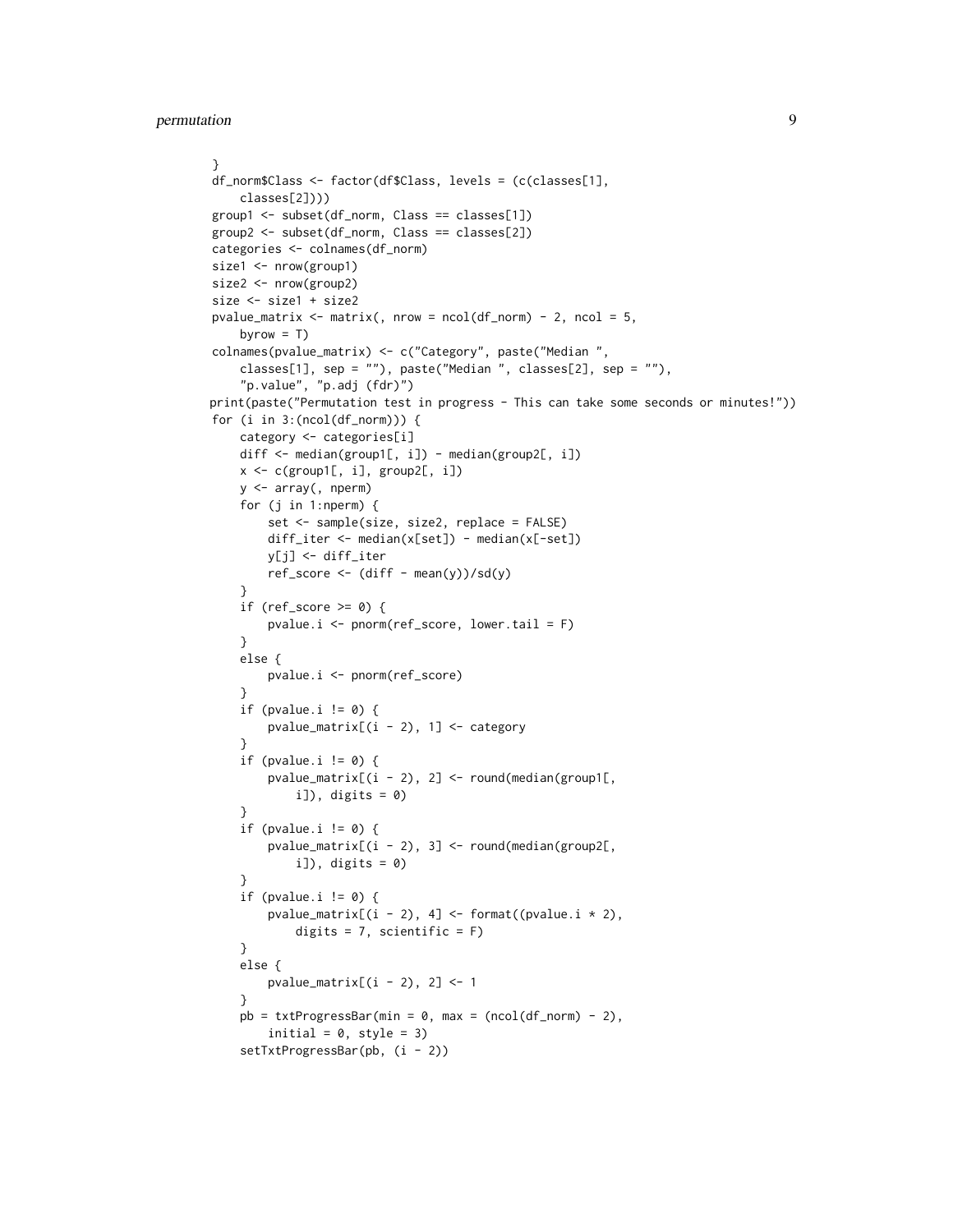```
    }
    df_norm$Class <- factor(df$Class, levels = (c(classes[1],
        classes[2])))
    group1 <- subset(df_norm, Class == classes[1])
    group2 <- subset(df_norm, Class == classes[2])
    categories <- colnames(df_norm)
    size1 <- nrow(group1)
    size2 <- nrow(group2)
    size <- size1 + size2
    pvalue_matrix <- matrix(, nrow = ncol(df_norm) - 2, ncol = 5,
        byrow = T)
    colnames(pvalue_matrix) <- c("Category", paste("Median ",
        classes[1], sep = ""), paste("Median ", classes[2], sep = ""),
        "p.value", "p.adj (fdr)")
   print(paste("Permutation test in progress - This can take some seconds or minutes!"))
    for (i in 3:(ncol(df_norm))) {
        category <- categories[i]
        diff <- median(group1[, i]) - median(group2[, i])
        x <- c(group1[, i], group2[, i])
        y <- array(, nperm)
        for (j in 1:nperm) {
            set <- sample(size, size2, replace = FALSE)
            diff_iter <- median(x[set]) - median(x[-set])
            y[j] <- diff_iter
            ref_score <- (diff - mean(y))/sd(y)
        }
        if (ref_score >= 0) {
            pvalue.i <- pnorm(ref_score, lower.tail = F)
        }
        else {
            pvalue.i <- pnorm(ref_score)
        }
        if (pvalue.i != 0) {
            pvalue_matrix[(i - 2), 1] <- category
        }
        if (pvalue.i != 0) {
            pvalue_matrix[(i - 2), 2] <- round(median(group1[,
                i]), digits = 0)
        }
        if (pvalue.i != 0) {
            pvalue_matrix[(i - 2), 3] <- round(median(group2[,
                i]), digits = 0)
        }
        if (pvalue.i != 0) {
            pvalue_matrix[(i - 2), 4] <- format((pvalue.i * 2),
                digits = 7, scientific = F)
        }
        else {
            pvalue_matrix[(i - 2), 2] <- 1
        }
        pb = txtProgressBar(min = 0, max = (ncol(df_norm) - 2),
            initial = 0, style = 3)
        setTxtProgressBar(pb, (i - 2))
```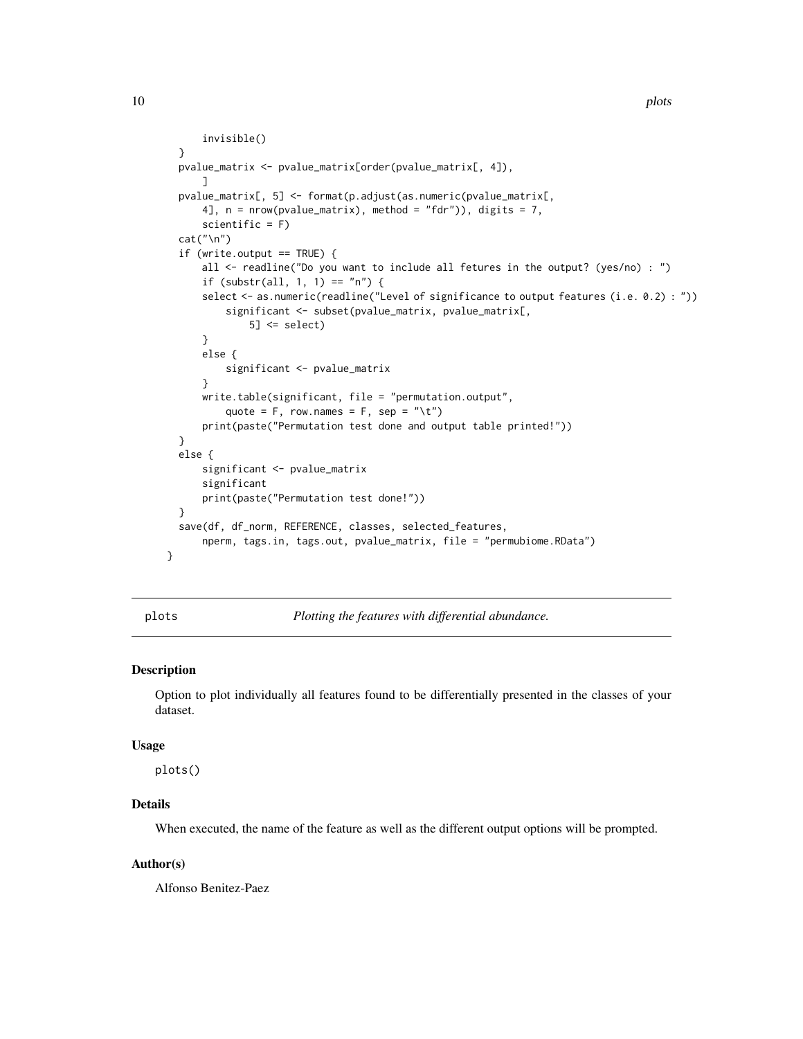```
        invisible()
    }
    pvalue_matrix <- pvalue_matrix[order(pvalue_matrix[, 4]),
        ]
    pvalue_matrix[, 5] <- format(p.adjust(as.numeric(pvalue_matrix[,
        4], n = nrow(pvalue_matrix), method = "fdr")), digits = 7,
        scientific = F)
    cat("\n")
    if (write.output == TRUE) {
        all <- readline("Do you want to include all fetures in the output? (yes/no) : ")
        if (substr(all, 1, 1) == "n") {
        select <- as.numeric(readline("Level of significance to output features (i.e. 0.2) : "))
            significant <- subset(pvalue_matrix, pvalue_matrix[,
                5] <= select)
        }
        else {
            significant <- pvalue_matrix
        }
        write.table(significant, file = "permutation.output",
            quote = F, row.names = F, sep = "\t")
        print(paste("Permutation test done and output table printed!"))
    }
    else {
        significant <- pvalue_matrix
        significant
        print(paste("Permutation test done!"))
    }
    save(df, df_norm, REFERENCE, classes, selected_features,
        nperm, tags.in, tags.out, pvalue_matrix, file = "permubiome.RData")
}
```

## plots — *Plotting the features with differential abundance.*

### Description

Option to plot individually all features found to be differentially presented in the classes of your dataset.

### Usage

```
plots()
```

### Details

When executed, the name of the feature as well as the different output options will be prompted.

### Author(s)

Alfonso Benitez-Paez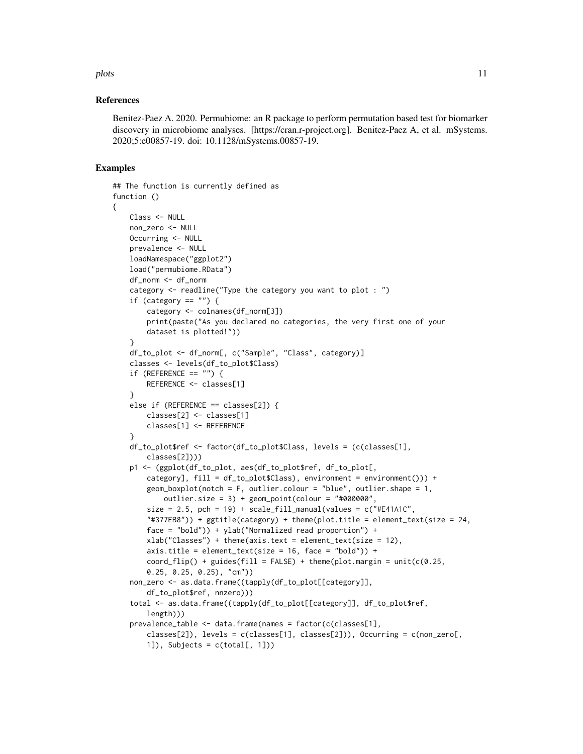### References

Benitez-Paez A. 2020. Permubiome: an R package to perform permutation based test for biomarker discovery in microbiome analyses. [https://cran.r-project.org]. Benitez-Paez A, et al. mSystems. 2020;5:e00857-19. doi: 10.1128/mSystems.00857-19.

### Examples

```
## The function is currently defined as
function ()
{
    Class <- NULL
    non_zero <- NULL
    Occurring <- NULL
    prevalence <- NULL
    loadNamespace("ggplot2")
    load("permubiome.RData")
    df_norm <- df_norm
    category <- readline("Type the category you want to plot : ")
    if (category == "") {
        category <- colnames(df_norm[3])
        print(paste("As you declared no categories, the very first one of your
        dataset is plotted!"))
    }
    df_to_plot <- df_norm[, c("Sample", "Class", category)]
    classes <- levels(df_to_plot$Class)
    if (REFERENCE == "") {
        REFERENCE <- classes[1]
    }
    else if (REFERENCE == classes[2]) {
        classes[2] <- classes[1]
        classes[1] <- REFERENCE
    }
    df_to_plot$ref <- factor(df_to_plot$Class, levels = (c(classes[1],
        classes[2])))
    p1 <- (ggplot(df_to_plot, aes(df_to_plot$ref, df_to_plot[,
        category], fill = df_to_plot$Class), environment = environment())) +
        geom_boxplot(notch = F, outlier.colour = "blue", outlier.shape = 1,
            outlier.size = 3) + geom_point(colour = "#000000",
        size = 2.5, pch = 19) + scale_fill_manual(values = c("#E41A1C",
        "#377EB8")) + ggtitle(category) + theme(plot.title = element_text(size = 24,
        face = "bold")) + ylab("Normalized read proportion") +
        xlab("Classes") + theme(axis.text = element_text(size = 12),
        axis.title = element_text(size = 16, face = "bold")) +
        coord_flip() + guides(fill = FALSE) + theme(plot.margin = unit(c(0.25,
        0.25, 0.25, 0.25), "cm"))
    non_zero <- as.data.frame((tapply(df_to_plot[[category]],
        df_to_plot$ref, nnzero)))
    total <- as.data.frame((tapply(df_to_plot[[category]], df_to_plot$ref,
        length)))
    prevalence_table <- data.frame(names = factor(c(classes[1],
        classes[2]), levels = c(classes[1], classes[2])), Occurring = c(non_zero[,
        1]), Subjects = c(total[, 1]))
```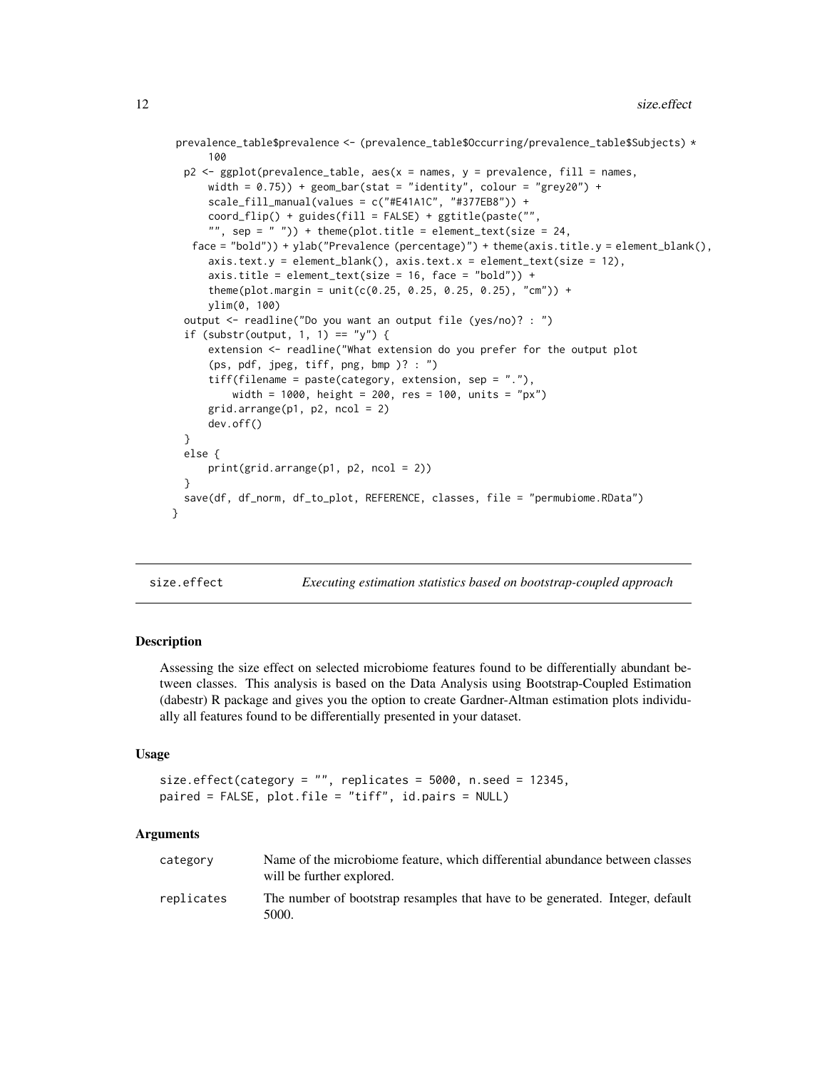```
 prevalence_table$prevalence <- (prevalence_table$Occurring/prevalence_table$Subjects) *
      100
  p2 <- ggplot(prevalence_table, aes(x = names, y = prevalence, fill = names,
      width = 0.75)) + geom_bar(stat = "identity", colour = "grey20") +
      scale_fill_manual(values = c("#E41A1C", "#377EB8")) +
      coord_flip() + guides(fill = FALSE) + ggtitle(paste("",
      "", sep = " ")) + theme(plot.title = element_text(size = 24,
    face = "bold")) + ylab("Prevalence (percentage)") + theme(axis.title.y = element_blank(),
      axis.text.y = element_blank(), axis.text.x = element_text(size = 12),
      axis.title = element_text(size = 16, face = "bold")) +
      theme(plot.margin = unit(c(0.25, 0.25, 0.25, 0.25), "cm")) +
      ylim(0, 100)
  output <- readline("Do you want an output file (yes/no)? : ")
  if (substr(output, 1, 1) == "y") {
      extension <- readline("What extension do you prefer for the output plot
      (ps, pdf, jpeg, tiff, png, bmp )? : ")
      tiff(filename = paste(category, extension, sep = "."),
          width = 1000, height = 200, res = 100, units = "px")
      grid.arrange(p1, p2, ncol = 2)
      dev.off()
  }
  else {
      print(grid.arrange(p1, p2, ncol = 2))
  }
  save(df, df_norm, df_to_plot, REFERENCE, classes, file = "permubiome.RData")
}
```

---

## size.effect — *Executing estimation statistics based on bootstrap-coupled approach*

---

### Description

Assessing the size effect on selected microbiome features found to be differentially abundant between classes. This analysis is based on the Data Analysis using Bootstrap-Coupled Estimation (dabestr) R package and gives you the option to create Gardner-Altman estimation plots individually all features found to be differentially presented in your dataset.

### Usage

```
size.effect(category = "", replicates = 5000, n.seed = 12345,
paired = FALSE, plot.file = "tiff", id.pairs = NULL)
```

### Arguments

| | |
|---|---|
| `category` | Name of the microbiome feature, which differential abundance between classes will be further explored. |
| `replicates` | The number of bootstrap resamples that have to be generated. Integer, default 5000. |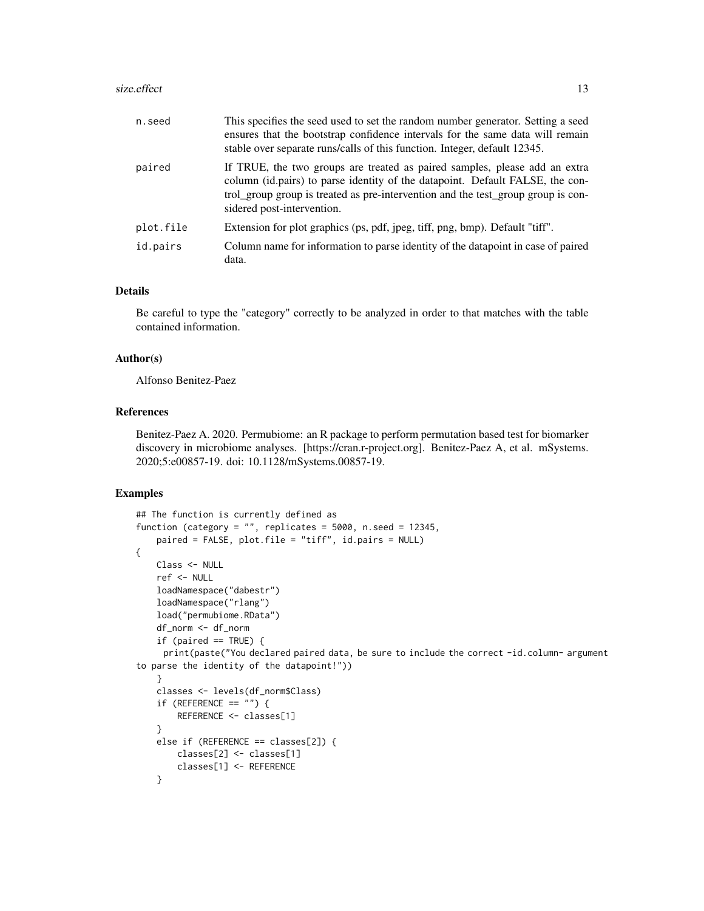| | |
|---|---|
| n.seed | This specifies the seed used to set the random number generator. Setting a seed ensures that the bootstrap confidence intervals for the same data will remain stable over separate runs/calls of this function. Integer, default 12345. |
| paired | If TRUE, the two groups are treated as paired samples, please add an extra column (id.pairs) to parse identity of the datapoint. Default FALSE, the control_group group is treated as pre-intervention and the test_group group is considered post-intervention. |
| plot.file | Extension for plot graphics (ps, pdf, jpeg, tiff, png, bmp). Default "tiff". |
| id.pairs | Column name for information to parse identity of the datapoint in case of paired data. |

### Details

Be careful to type the "category" correctly to be analyzed in order to that matches with the table contained information.

### Author(s)

Alfonso Benitez-Paez

### References

Benitez-Paez A. 2020. Permubiome: an R package to perform permutation based test for biomarker discovery in microbiome analyses. [https://cran.r-project.org]. Benitez-Paez A, et al. mSystems. 2020;5:e00857-19. doi: 10.1128/mSystems.00857-19.

### Examples

```
## The function is currently defined as
function (category = "", replicates = 5000, n.seed = 12345,
    paired = FALSE, plot.file = "tiff", id.pairs = NULL)
{
    Class <- NULL
    ref <- NULL
    loadNamespace("dabestr")
    loadNamespace("rlang")
    load("permubiome.RData")
    df_norm <- df_norm
    if (paired == TRUE) {
     print(paste("You declared paired data, be sure to include the correct -id.column- argument
to parse the identity of the datapoint!"))
    }
    classes <- levels(df_norm$Class)
    if (REFERENCE == "") {
        REFERENCE <- classes[1]
    }
    else if (REFERENCE == classes[2]) {
        classes[2] <- classes[1]
        classes[1] <- REFERENCE
    }
```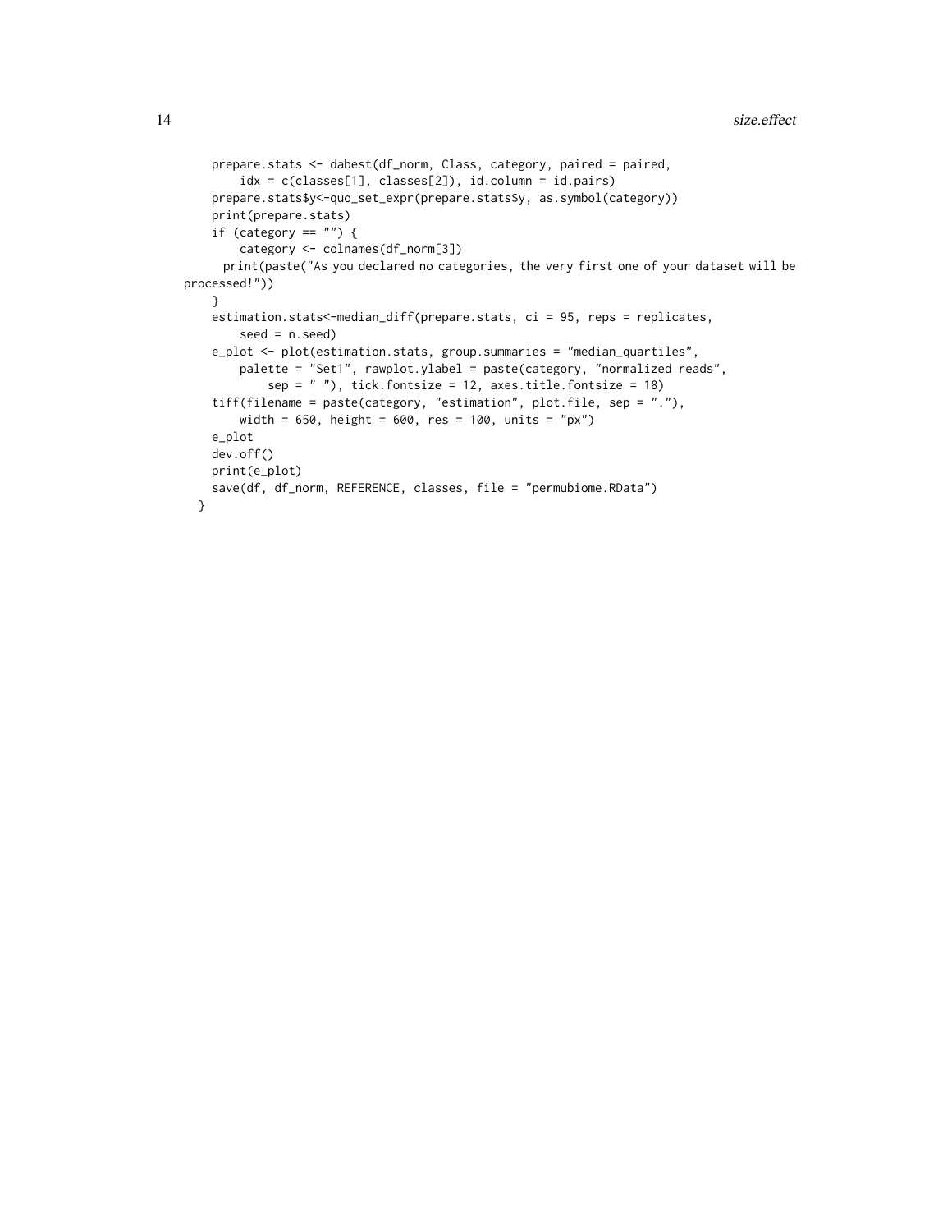```
    prepare.stats <- dabest(df_norm, Class, category, paired = paired,
        idx = c(classes[1], classes[2]), id.column = id.pairs)
    prepare.stats$y<-quo_set_expr(prepare.stats$y, as.symbol(category))
    print(prepare.stats)
    if (category == "") {
        category <- colnames(df_norm[3])
      print(paste("As you declared no categories, the very first one of your dataset will be
processed!"))
    }
    estimation.stats<-median_diff(prepare.stats, ci = 95, reps = replicates,
        seed = n.seed)
    e_plot <- plot(estimation.stats, group.summaries = "median_quartiles",
        palette = "Set1", rawplot.ylabel = paste(category, "normalized reads",
            sep = " "), tick.fontsize = 12, axes.title.fontsize = 18)
    tiff(filename = paste(category, "estimation", plot.file, sep = "."),
        width = 650, height = 600, res = 100, units = "px")
    e_plot
    dev.off()
    print(e_plot)
    save(df, df_norm, REFERENCE, classes, file = "permubiome.RData")
  }
```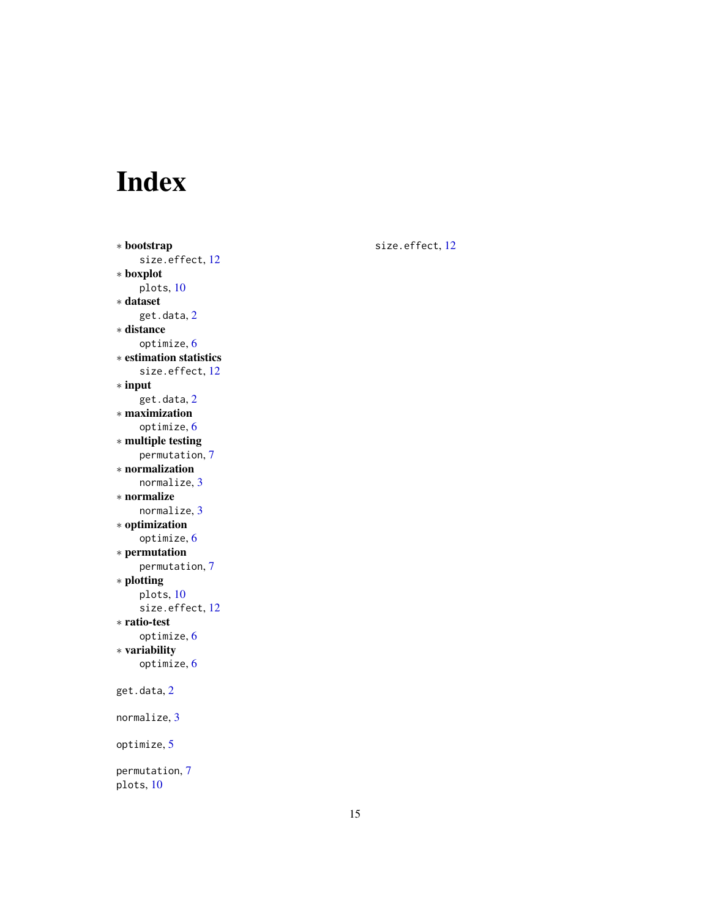# Index

∗ **bootstrap**
  size.effect, 12
∗ **boxplot**
  plots, 10
∗ **dataset**
  get.data, 2
∗ **distance**
  optimize, 6
∗ **estimation statistics**
  size.effect, 12
∗ **input**
  get.data, 2
∗ **maximization**
  optimize, 6
∗ **multiple testing**
  permutation, 7
∗ **normalization**
  normalize, 3
∗ **normalize**
  normalize, 3
∗ **optimization**
  optimize, 6
∗ **permutation**
  permutation, 7
∗ **plotting**
  plots, 10
  size.effect, 12
∗ **ratio-test**
  optimize, 6
∗ **variability**
  optimize, 6

get.data, 2

normalize, 3

optimize, 5

permutation, 7
plots, 10

size.effect, 12